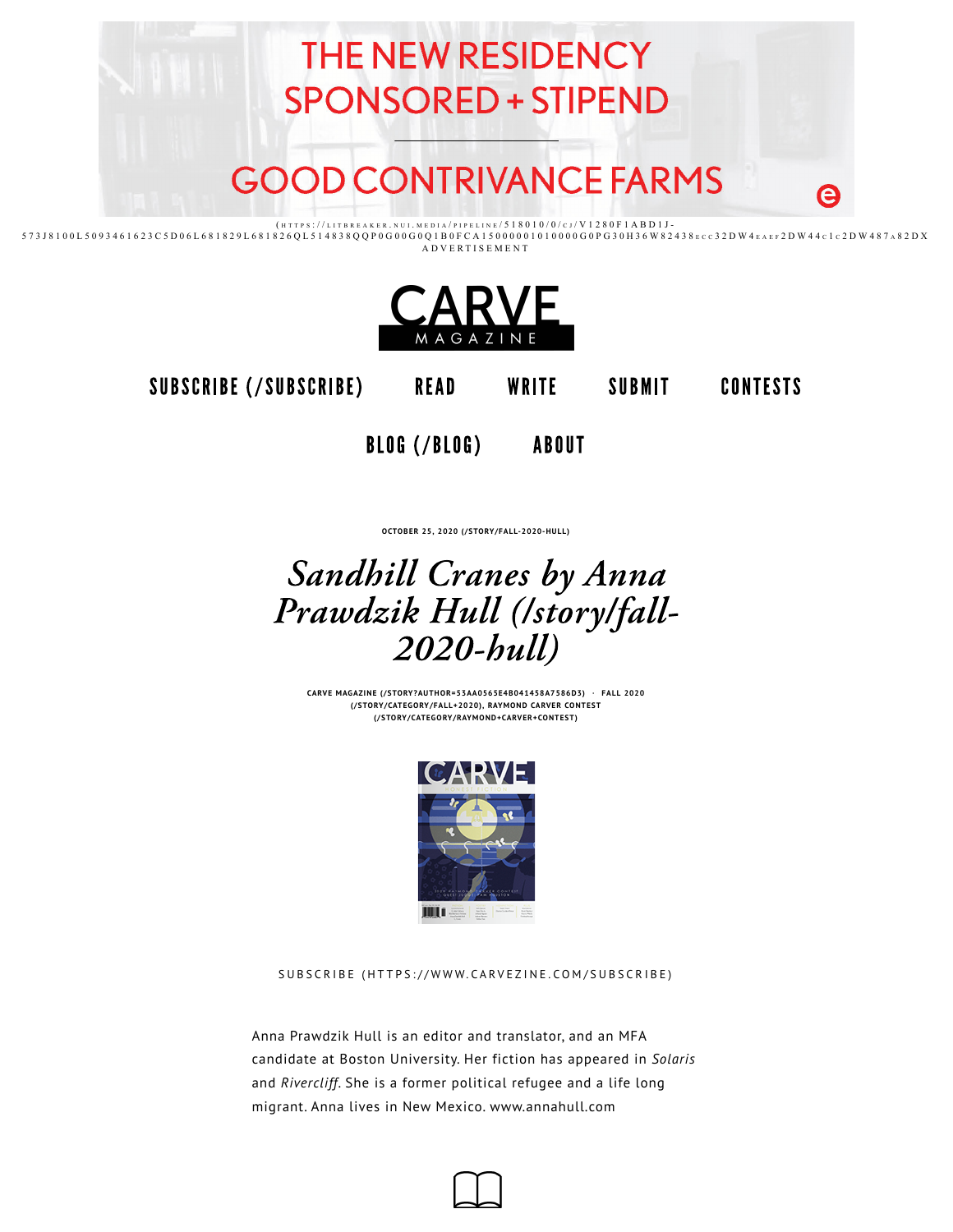THE NEW RESIDENCY
SPONSORED + STIPEND

GOOD CONTRIVANCE FARMS

(HTTPS://LITBREAKER.NUI.MEDIA/PIPELINE/518010/0/CJ/V1280F1ABD1J-573J8100L5093461623C5D06L681829L681826QL514838QQP0G00G0Q1B0FCA15000001010000G0PG30H36W82438ECC32DW4EAEF2DW44C1C2DW487A82DX
ADVERTISEMENT

CARVE MAGAZINE

SUBSCRIBE (/SUBSCRIBE) READ WRITE SUBMIT CONTESTS

BLOG (/BLOG) ABOUT

OCTOBER 25, 2020 (/STORY/FALL-2020-HULL)

# *Sandhill Cranes by Anna Prawdzik Hull (/story/fall-2020-hull)*

CARVE MAGAZINE (/STORY?AUTHOR=53AA0565E4B041458A7586D3) · FALL 2020 (/STORY/CATEGORY/FALL+2020), RAYMOND CARVER CONTEST (/STORY/CATEGORY/RAYMOND+CARVER+CONTEST)

SUBSCRIBE (HTTPS://WWW.CARVEZINE.COM/SUBSCRIBE)

Anna Prawdzik Hull is an editor and translator, and an MFA candidate at Boston University. Her fiction has appeared in *Solaris* and *Rivercliff*. She is a former political refugee and a life long migrant. Anna lives in New Mexico. www.annahull.com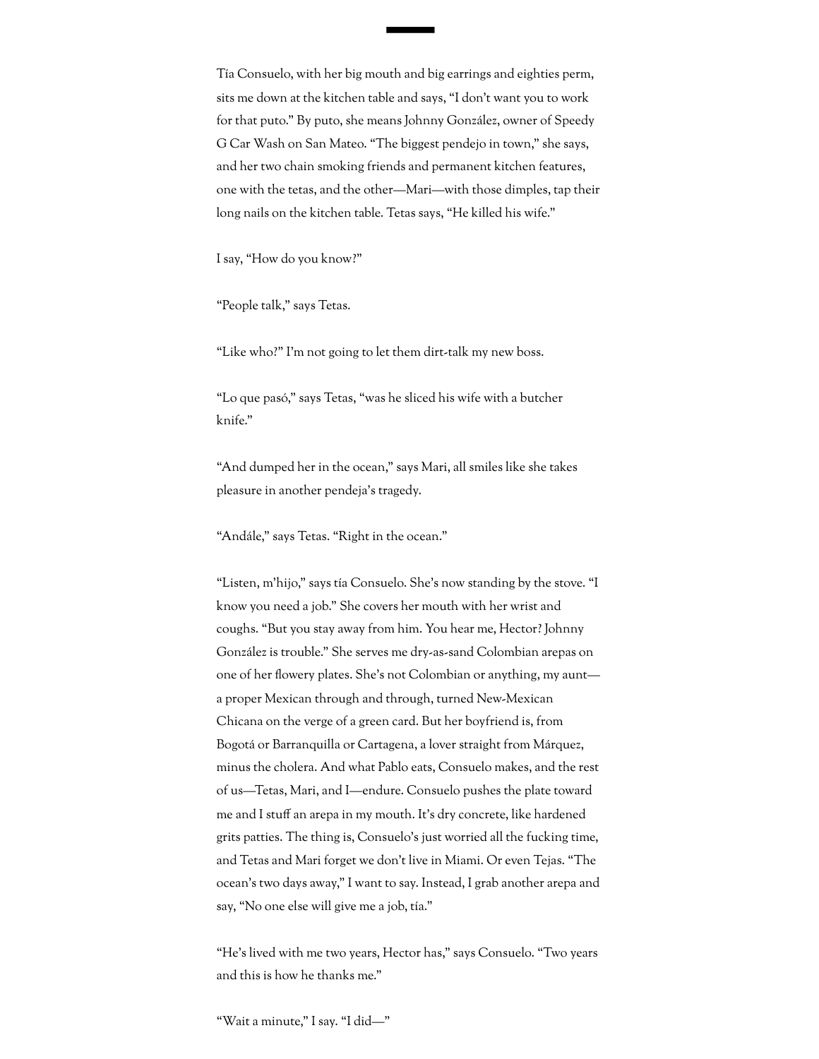Tía Consuelo, with her big mouth and big earrings and eighties perm, sits me down at the kitchen table and says, "I don't want you to work for that puto." By puto, she means Johnny González, owner of Speedy G Car Wash on San Mateo. "The biggest pendejo in town," she says, and her two chain smoking friends and permanent kitchen features, one with the tetas, and the other—Mari—with those dimples, tap their long nails on the kitchen table. Tetas says, "He killed his wife."

I say, "How do you know?"

"People talk," says Tetas.

"Like who?" I'm not going to let them dirt-talk my new boss.

"Lo que pasó," says Tetas, "was he sliced his wife with a butcher knife."

"And dumped her in the ocean," says Mari, all smiles like she takes pleasure in another pendeja's tragedy.

"Andále," says Tetas. "Right in the ocean."

"Listen, m'hijo," says tía Consuelo. She's now standing by the stove. "I know you need a job." She covers her mouth with her wrist and coughs. "But you stay away from him. You hear me, Hector? Johnny González is trouble." She serves me dry-as-sand Colombian arepas on one of her flowery plates. She's not Colombian or anything, my aunt—a proper Mexican through and through, turned New-Mexican Chicana on the verge of a green card. But her boyfriend is, from Bogotá or Barranquilla or Cartagena, a lover straight from Márquez, minus the cholera. And what Pablo eats, Consuelo makes, and the rest of us—Tetas, Mari, and I—endure. Consuelo pushes the plate toward me and I stuff an arepa in my mouth. It's dry concrete, like hardened grits patties. The thing is, Consuelo's just worried all the fucking time, and Tetas and Mari forget we don't live in Miami. Or even Tejas. "The ocean's two days away," I want to say. Instead, I grab another arepa and say, "No one else will give me a job, tía."

"He's lived with me two years, Hector has," says Consuelo. "Two years and this is how he thanks me."

"Wait a minute," I say. "I did—"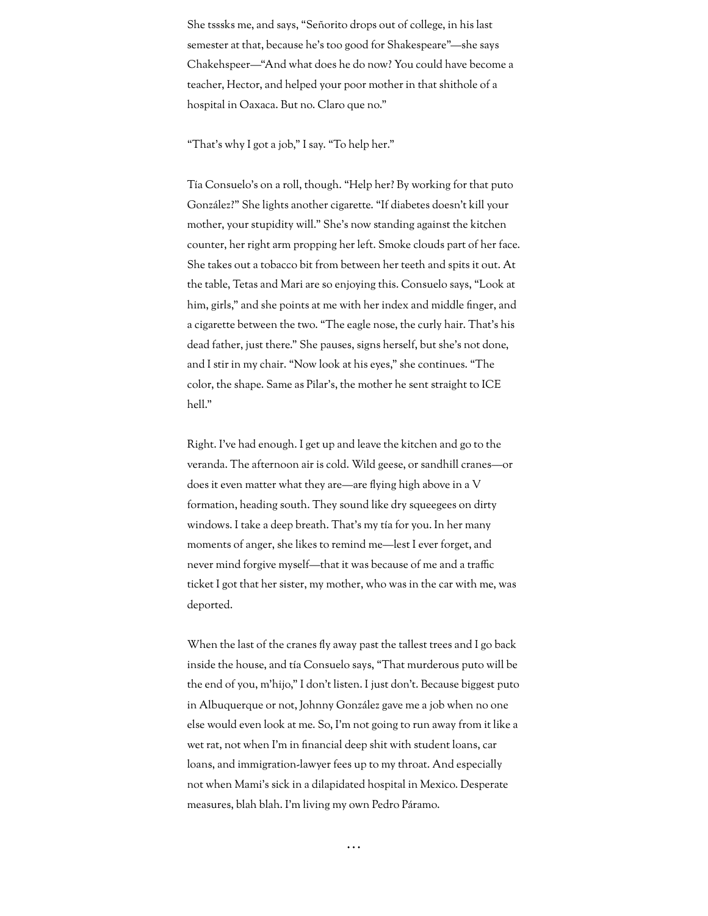She tsssks me, and says, "Señorito drops out of college, in his last semester at that, because he's too good for Shakespeare"—she says Chakehspeer—"And what does he do now? You could have become a teacher, Hector, and helped your poor mother in that shithole of a hospital in Oaxaca. But no. Claro que no."

"That's why I got a job," I say. "To help her."

Tía Consuelo's on a roll, though. "Help her? By working for that puto González?" She lights another cigarette. "If diabetes doesn't kill your mother, your stupidity will." She's now standing against the kitchen counter, her right arm propping her left. Smoke clouds part of her face. She takes out a tobacco bit from between her teeth and spits it out. At the table, Tetas and Mari are so enjoying this. Consuelo says, "Look at him, girls," and she points at me with her index and middle finger, and a cigarette between the two. "The eagle nose, the curly hair. That's his dead father, just there." She pauses, signs herself, but she's not done, and I stir in my chair. "Now look at his eyes," she continues. "The color, the shape. Same as Pilar's, the mother he sent straight to ICE hell."

Right. I've had enough. I get up and leave the kitchen and go to the veranda. The afternoon air is cold. Wild geese, or sandhill cranes—or does it even matter what they are—are flying high above in a V formation, heading south. They sound like dry squeegees on dirty windows. I take a deep breath. That's my tía for you. In her many moments of anger, she likes to remind me—lest I ever forget, and never mind forgive myself—that it was because of me and a traffic ticket I got that her sister, my mother, who was in the car with me, was deported.

When the last of the cranes fly away past the tallest trees and I go back inside the house, and tía Consuelo says, "That murderous puto will be the end of you, m'hijo," I don't listen. I just don't. Because biggest puto in Albuquerque or not, Johnny González gave me a job when no one else would even look at me. So, I'm not going to run away from it like a wet rat, not when I'm in financial deep shit with student loans, car loans, and immigration-lawyer fees up to my throat. And especially not when Mami's sick in a dilapidated hospital in Mexico. Desperate measures, blah blah. I'm living my own Pedro Páramo.

...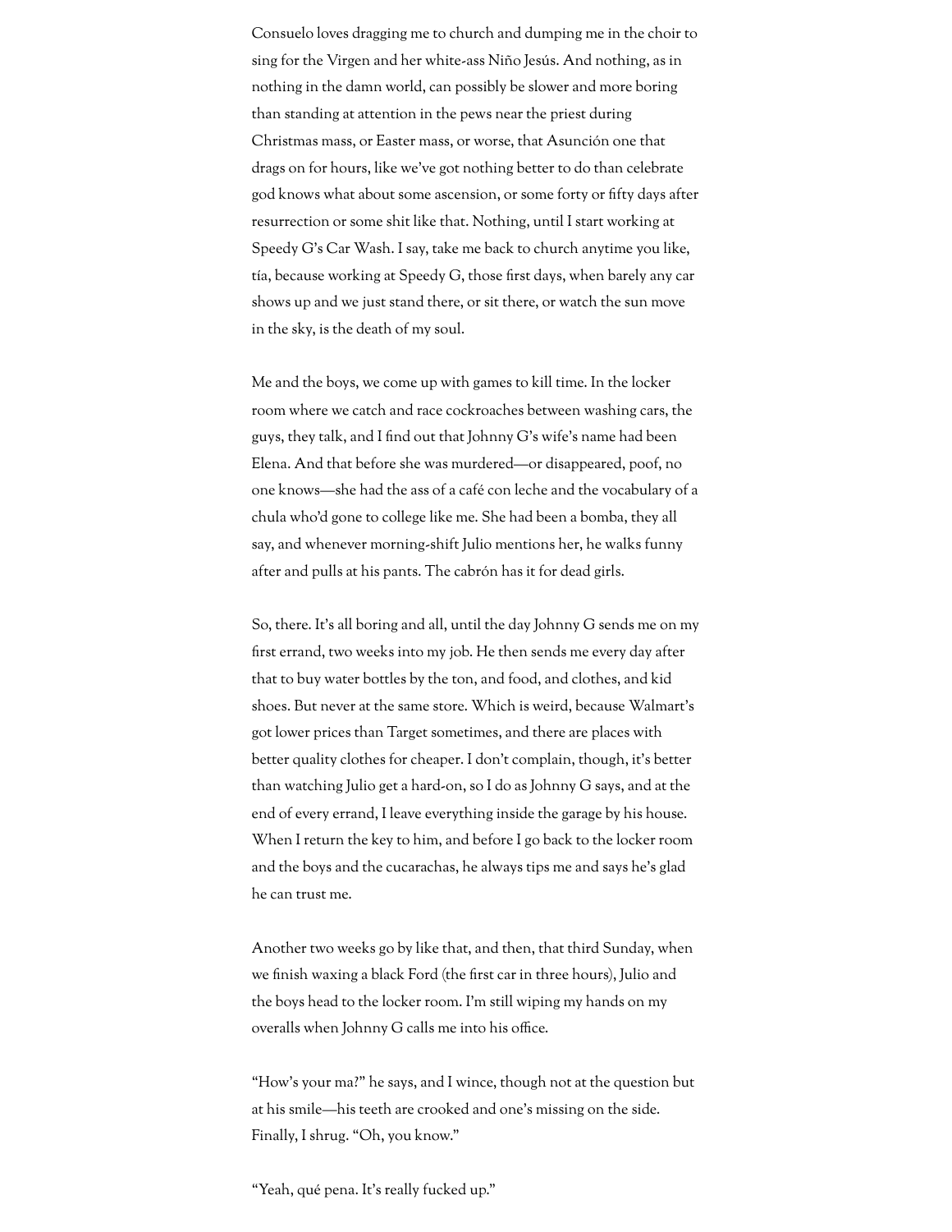Consuelo loves dragging me to church and dumping me in the choir to sing for the Virgen and her white-ass Niño Jesús. And nothing, as in nothing in the damn world, can possibly be slower and more boring than standing at attention in the pews near the priest during Christmas mass, or Easter mass, or worse, that Asunción one that drags on for hours, like we've got nothing better to do than celebrate god knows what about some ascension, or some forty or fifty days after resurrection or some shit like that. Nothing, until I start working at Speedy G's Car Wash. I say, take me back to church anytime you like, tía, because working at Speedy G, those first days, when barely any car shows up and we just stand there, or sit there, or watch the sun move in the sky, is the death of my soul.

Me and the boys, we come up with games to kill time. In the locker room where we catch and race cockroaches between washing cars, the guys, they talk, and I find out that Johnny G's wife's name had been Elena. And that before she was murdered—or disappeared, poof, no one knows—she had the ass of a café con leche and the vocabulary of a chula who'd gone to college like me. She had been a bomba, they all say, and whenever morning-shift Julio mentions her, he walks funny after and pulls at his pants. The cabrón has it for dead girls.

So, there. It's all boring and all, until the day Johnny G sends me on my first errand, two weeks into my job. He then sends me every day after that to buy water bottles by the ton, and food, and clothes, and kid shoes. But never at the same store. Which is weird, because Walmart's got lower prices than Target sometimes, and there are places with better quality clothes for cheaper. I don't complain, though, it's better than watching Julio get a hard-on, so I do as Johnny G says, and at the end of every errand, I leave everything inside the garage by his house. When I return the key to him, and before I go back to the locker room and the boys and the cucarachas, he always tips me and says he's glad he can trust me.

Another two weeks go by like that, and then, that third Sunday, when we finish waxing a black Ford (the first car in three hours), Julio and the boys head to the locker room. I'm still wiping my hands on my overalls when Johnny G calls me into his office.

"How's your ma?" he says, and I wince, though not at the question but at his smile—his teeth are crooked and one's missing on the side. Finally, I shrug. "Oh, you know."

"Yeah, qué pena. It's really fucked up."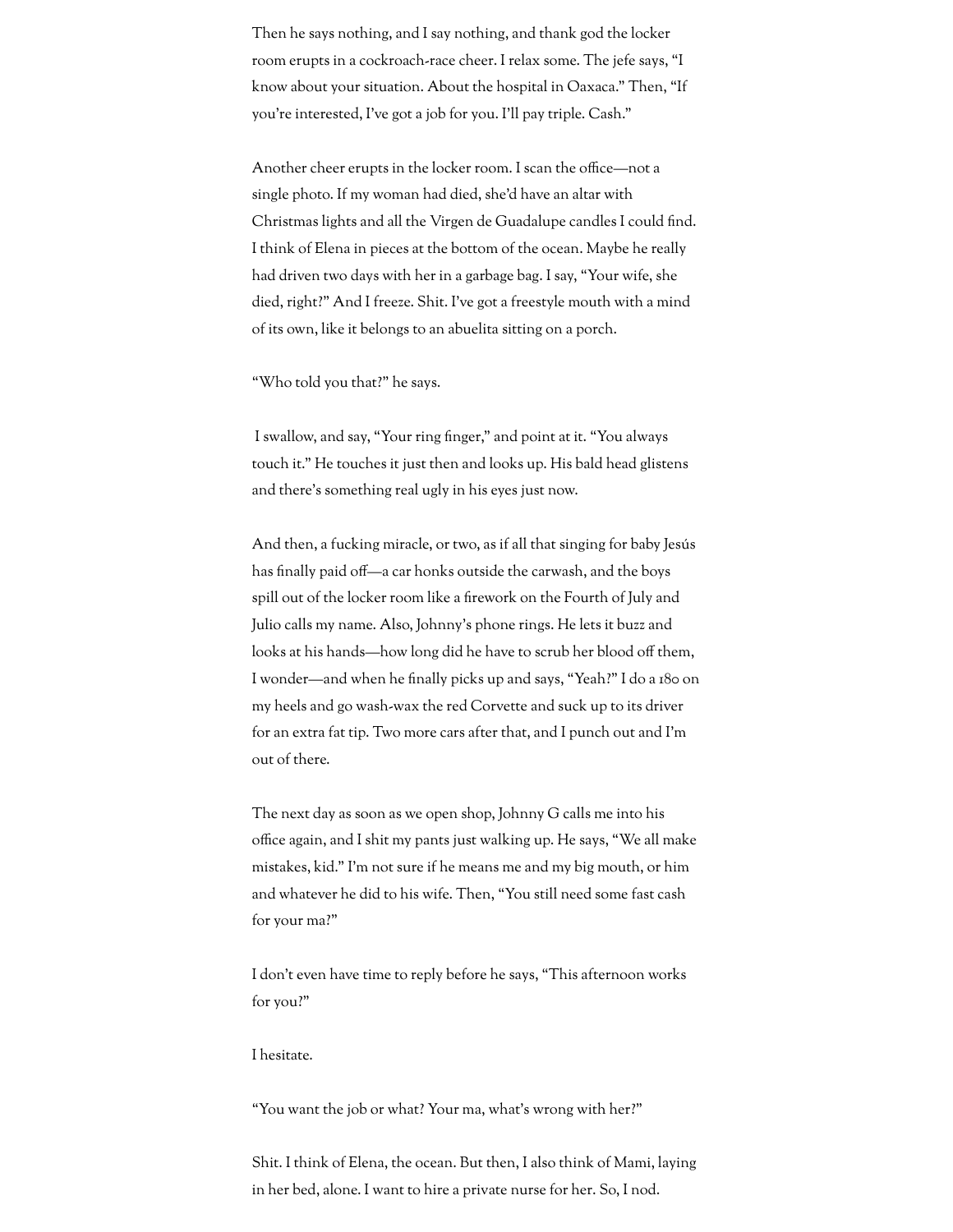Then he says nothing, and I say nothing, and thank god the locker room erupts in a cockroach-race cheer. I relax some. The jefe says, "I know about your situation. About the hospital in Oaxaca." Then, "If you're interested, I've got a job for you. I'll pay triple. Cash."

Another cheer erupts in the locker room. I scan the office—not a single photo. If my woman had died, she'd have an altar with Christmas lights and all the Virgen de Guadalupe candles I could find. I think of Elena in pieces at the bottom of the ocean. Maybe he really had driven two days with her in a garbage bag. I say, "Your wife, she died, right?" And I freeze. Shit. I've got a freestyle mouth with a mind of its own, like it belongs to an abuelita sitting on a porch.

"Who told you that?" he says.

I swallow, and say, "Your ring finger," and point at it. "You always touch it." He touches it just then and looks up. His bald head glistens and there's something real ugly in his eyes just now.

And then, a fucking miracle, or two, as if all that singing for baby Jesús has finally paid off—a car honks outside the carwash, and the boys spill out of the locker room like a firework on the Fourth of July and Julio calls my name. Also, Johnny's phone rings. He lets it buzz and looks at his hands—how long did he have to scrub her blood off them, I wonder—and when he finally picks up and says, "Yeah?" I do a 180 on my heels and go wash-wax the red Corvette and suck up to its driver for an extra fat tip. Two more cars after that, and I punch out and I'm out of there.

The next day as soon as we open shop, Johnny G calls me into his office again, and I shit my pants just walking up. He says, "We all make mistakes, kid." I'm not sure if he means me and my big mouth, or him and whatever he did to his wife. Then, "You still need some fast cash for your ma?"

I don't even have time to reply before he says, "This afternoon works for you?"

I hesitate.

"You want the job or what? Your ma, what's wrong with her?"

Shit. I think of Elena, the ocean. But then, I also think of Mami, laying in her bed, alone. I want to hire a private nurse for her. So, I nod.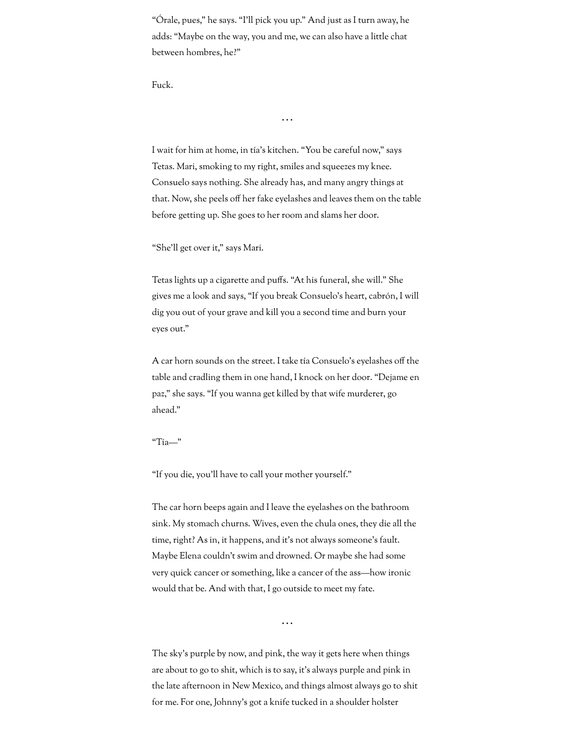"Órale, pues," he says. "I'll pick you up." And just as I turn away, he adds: "Maybe on the way, you and me, we can also have a little chat between hombres, he?"

Fuck.

. . .

I wait for him at home, in tía's kitchen. "You be careful now," says Tetas. Mari, smoking to my right, smiles and squeezes my knee. Consuelo says nothing. She already has, and many angry things at that. Now, she peels off her fake eyelashes and leaves them on the table before getting up. She goes to her room and slams her door.

"She'll get over it," says Mari.

Tetas lights up a cigarette and puffs. "At his funeral, she will." She gives me a look and says, "If you break Consuelo's heart, cabrón, I will dig you out of your grave and kill you a second time and burn your eyes out."

A car horn sounds on the street. I take tía Consuelo's eyelashes off the table and cradling them in one hand, I knock on her door. "Dejame en paz," she says. "If you wanna get killed by that wife murderer, go ahead."

"Tía—"

"If you die, you'll have to call your mother yourself."

The car horn beeps again and I leave the eyelashes on the bathroom sink. My stomach churns. Wives, even the chula ones, they die all the time, right? As in, it happens, and it's not always someone's fault. Maybe Elena couldn't swim and drowned. Or maybe she had some very quick cancer or something, like a cancer of the ass—how ironic would that be. And with that, I go outside to meet my fate.

. . .

The sky's purple by now, and pink, the way it gets here when things are about to go to shit, which is to say, it's always purple and pink in the late afternoon in New Mexico, and things almost always go to shit for me. For one, Johnny's got a knife tucked in a shoulder holster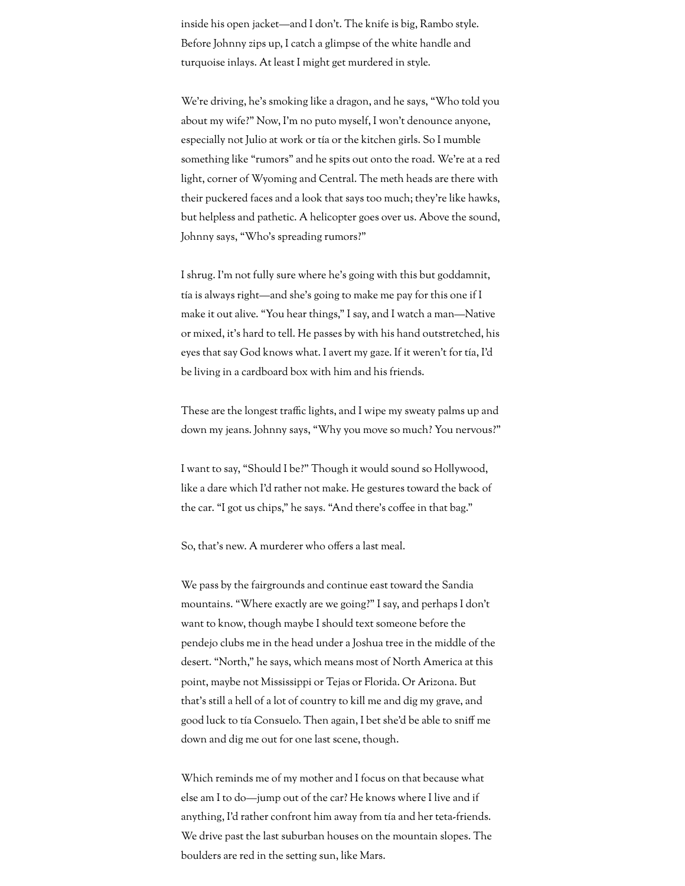inside his open jacket—and I don't. The knife is big, Rambo style. Before Johnny zips up, I catch a glimpse of the white handle and turquoise inlays. At least I might get murdered in style.

We're driving, he's smoking like a dragon, and he says, "Who told you about my wife?" Now, I'm no puto myself, I won't denounce anyone, especially not Julio at work or tía or the kitchen girls. So I mumble something like "rumors" and he spits out onto the road. We're at a red light, corner of Wyoming and Central. The meth heads are there with their puckered faces and a look that says too much; they're like hawks, but helpless and pathetic. A helicopter goes over us. Above the sound, Johnny says, "Who's spreading rumors?"

I shrug. I'm not fully sure where he's going with this but goddamnit, tía is always right—and she's going to make me pay for this one if I make it out alive. "You hear things," I say, and I watch a man—Native or mixed, it's hard to tell. He passes by with his hand outstretched, his eyes that say God knows what. I avert my gaze. If it weren't for tía, I'd be living in a cardboard box with him and his friends.

These are the longest traffic lights, and I wipe my sweaty palms up and down my jeans. Johnny says, "Why you move so much? You nervous?"

I want to say, "Should I be?" Though it would sound so Hollywood, like a dare which I'd rather not make. He gestures toward the back of the car. "I got us chips," he says. "And there's coffee in that bag."

So, that's new. A murderer who offers a last meal.

We pass by the fairgrounds and continue east toward the Sandia mountains. "Where exactly are we going?" I say, and perhaps I don't want to know, though maybe I should text someone before the pendejo clubs me in the head under a Joshua tree in the middle of the desert. "North," he says, which means most of North America at this point, maybe not Mississippi or Tejas or Florida. Or Arizona. But that's still a hell of a lot of country to kill me and dig my grave, and good luck to tía Consuelo. Then again, I bet she'd be able to sniff me down and dig me out for one last scene, though.

Which reminds me of my mother and I focus on that because what else am I to do—jump out of the car? He knows where I live and if anything, I'd rather confront him away from tía and her teta-friends. We drive past the last suburban houses on the mountain slopes. The boulders are red in the setting sun, like Mars.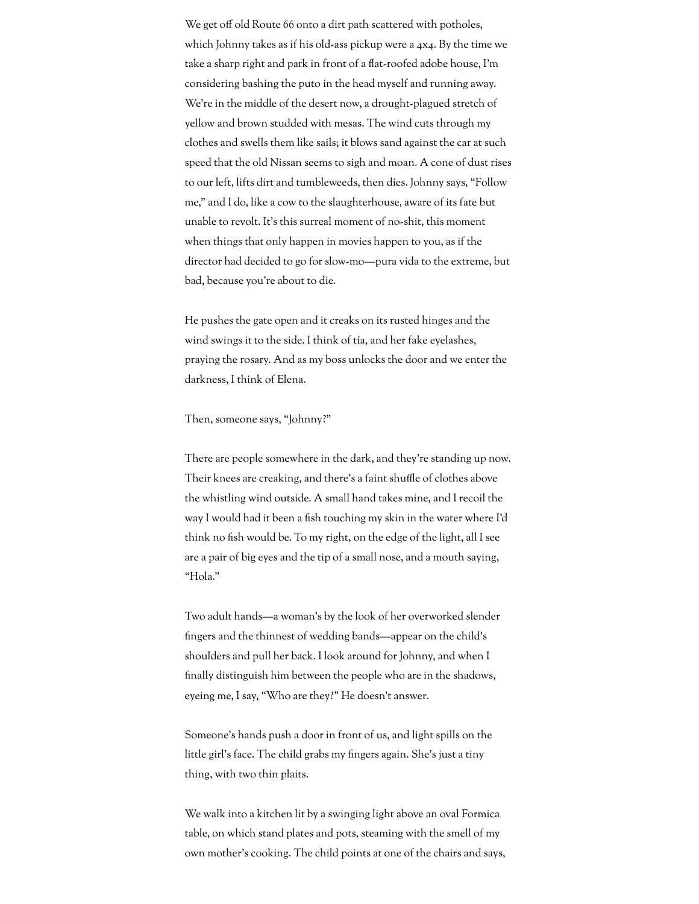We get off old Route 66 onto a dirt path scattered with potholes, which Johnny takes as if his old-ass pickup were a 4x4. By the time we take a sharp right and park in front of a flat-roofed adobe house, I'm considering bashing the puto in the head myself and running away. We're in the middle of the desert now, a drought-plagued stretch of yellow and brown studded with mesas. The wind cuts through my clothes and swells them like sails; it blows sand against the car at such speed that the old Nissan seems to sigh and moan. A cone of dust rises to our left, lifts dirt and tumbleweeds, then dies. Johnny says, "Follow me," and I do, like a cow to the slaughterhouse, aware of its fate but unable to revolt. It's this surreal moment of no-shit, this moment when things that only happen in movies happen to you, as if the director had decided to go for slow-mo—pura vida to the extreme, but bad, because you're about to die.

He pushes the gate open and it creaks on its rusted hinges and the wind swings it to the side. I think of tía, and her fake eyelashes, praying the rosary. And as my boss unlocks the door and we enter the darkness, I think of Elena.

Then, someone says, "Johnny?"

There are people somewhere in the dark, and they're standing up now. Their knees are creaking, and there's a faint shuffle of clothes above the whistling wind outside. A small hand takes mine, and I recoil the way I would had it been a fish touching my skin in the water where I'd think no fish would be. To my right, on the edge of the light, all I see are a pair of big eyes and the tip of a small nose, and a mouth saying, "Hola."

Two adult hands—a woman's by the look of her overworked slender fingers and the thinnest of wedding bands—appear on the child's shoulders and pull her back. I look around for Johnny, and when I finally distinguish him between the people who are in the shadows, eyeing me, I say, "Who are they?" He doesn't answer.

Someone's hands push a door in front of us, and light spills on the little girl's face. The child grabs my fingers again. She's just a tiny thing, with two thin plaits.

We walk into a kitchen lit by a swinging light above an oval Formica table, on which stand plates and pots, steaming with the smell of my own mother's cooking. The child points at one of the chairs and says,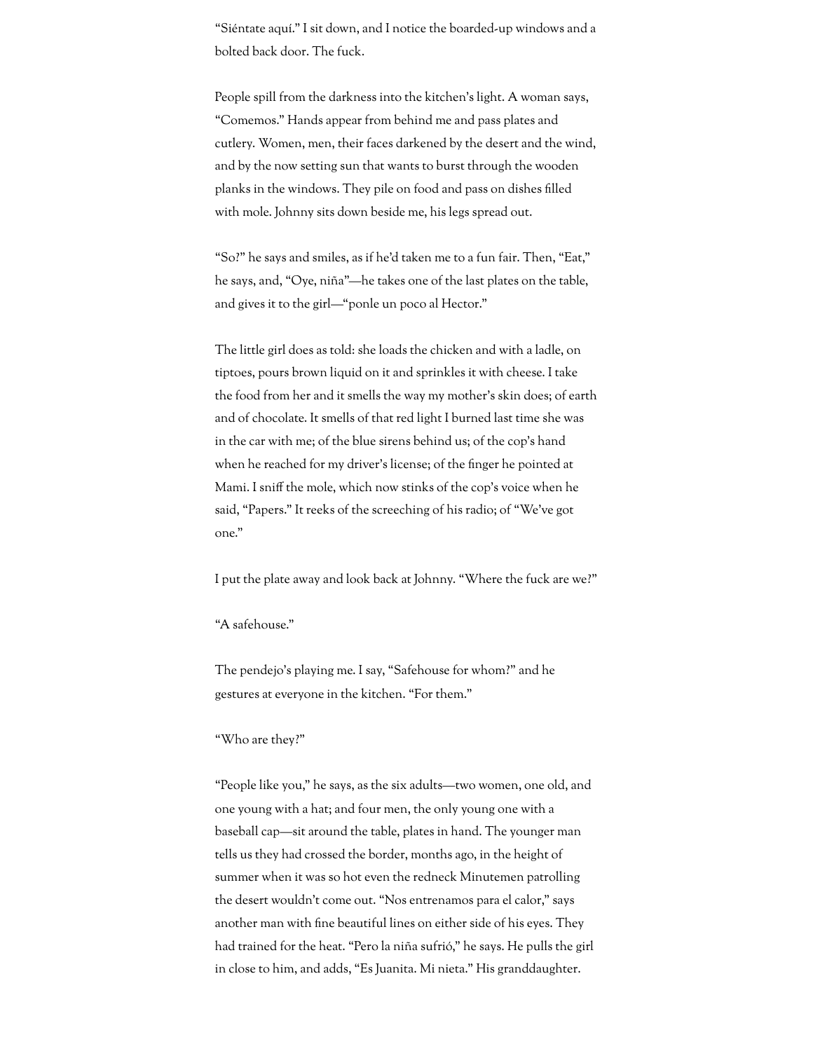"Siéntate aquí." I sit down, and I notice the boarded-up windows and a bolted back door. The fuck.

People spill from the darkness into the kitchen's light. A woman says, "Comemos." Hands appear from behind me and pass plates and cutlery. Women, men, their faces darkened by the desert and the wind, and by the now setting sun that wants to burst through the wooden planks in the windows. They pile on food and pass on dishes filled with mole. Johnny sits down beside me, his legs spread out.

"So?" he says and smiles, as if he'd taken me to a fun fair. Then, "Eat," he says, and, "Oye, niña"—he takes one of the last plates on the table, and gives it to the girl—"ponle un poco al Hector."

The little girl does as told: she loads the chicken and with a ladle, on tiptoes, pours brown liquid on it and sprinkles it with cheese. I take the food from her and it smells the way my mother's skin does; of earth and of chocolate. It smells of that red light I burned last time she was in the car with me; of the blue sirens behind us; of the cop's hand when he reached for my driver's license; of the finger he pointed at Mami. I sniff the mole, which now stinks of the cop's voice when he said, "Papers." It reeks of the screeching of his radio; of "We've got one."

I put the plate away and look back at Johnny. "Where the fuck are we?"

"A safehouse."

The pendejo's playing me. I say, "Safehouse for whom?" and he gestures at everyone in the kitchen. "For them."

"Who are they?"

"People like you," he says, as the six adults—two women, one old, and one young with a hat; and four men, the only young one with a baseball cap—sit around the table, plates in hand. The younger man tells us they had crossed the border, months ago, in the height of summer when it was so hot even the redneck Minutemen patrolling the desert wouldn't come out. "Nos entrenamos para el calor," says another man with fine beautiful lines on either side of his eyes. They had trained for the heat. "Pero la niña sufrió," he says. He pulls the girl in close to him, and adds, "Es Juanita. Mi nieta." His granddaughter.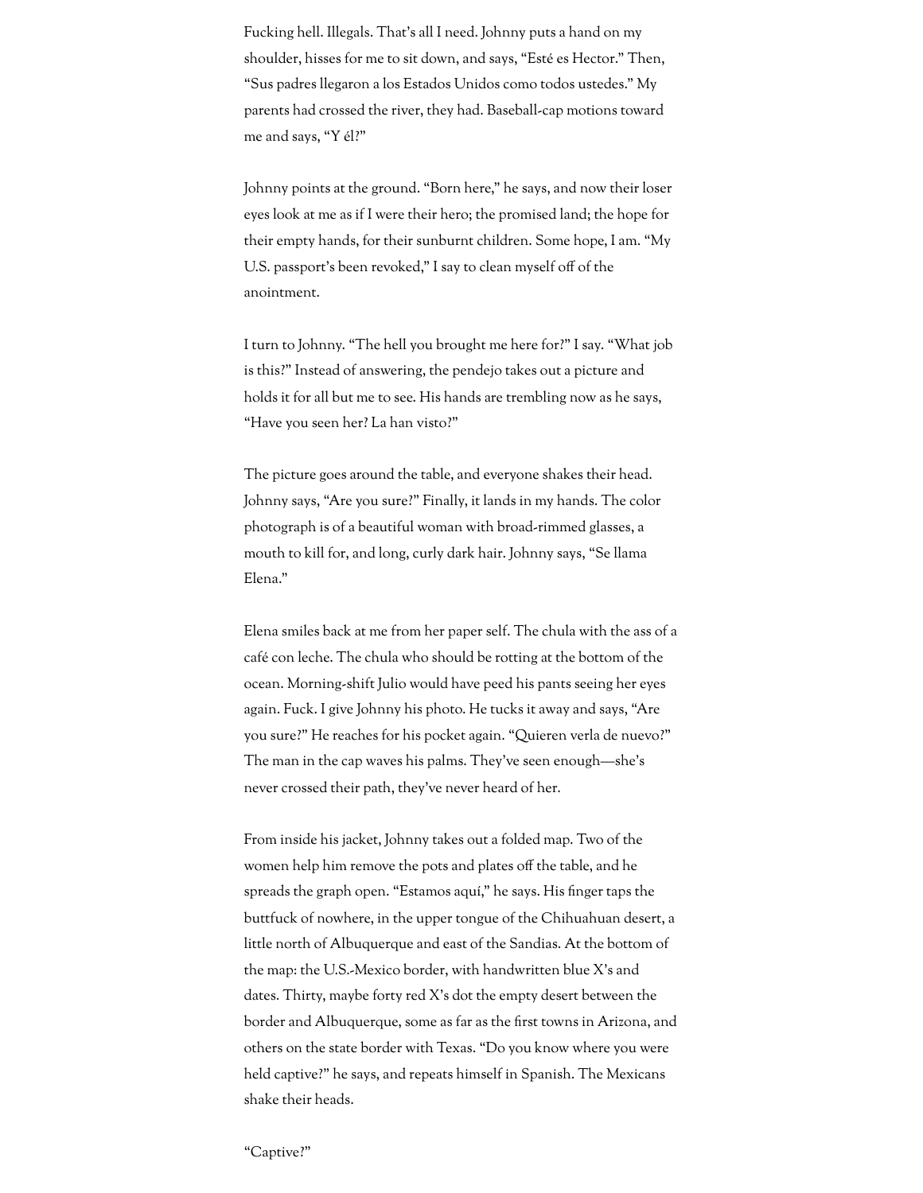Fucking hell. Illegals. That's all I need. Johnny puts a hand on my shoulder, hisses for me to sit down, and says, "Esté es Hector." Then, "Sus padres llegaron a los Estados Unidos como todos ustedes." My parents had crossed the river, they had. Baseball-cap motions toward me and says, "Y él?"

Johnny points at the ground. "Born here," he says, and now their loser eyes look at me as if I were their hero; the promised land; the hope for their empty hands, for their sunburnt children. Some hope, I am. "My U.S. passport's been revoked," I say to clean myself off of the anointment.

I turn to Johnny. "The hell you brought me here for?" I say. "What job is this?" Instead of answering, the pendejo takes out a picture and holds it for all but me to see. His hands are trembling now as he says, "Have you seen her? La han visto?"

The picture goes around the table, and everyone shakes their head. Johnny says, "Are you sure?" Finally, it lands in my hands. The color photograph is of a beautiful woman with broad-rimmed glasses, a mouth to kill for, and long, curly dark hair. Johnny says, "Se llama Elena."

Elena smiles back at me from her paper self. The chula with the ass of a café con leche. The chula who should be rotting at the bottom of the ocean. Morning-shift Julio would have peed his pants seeing her eyes again. Fuck. I give Johnny his photo. He tucks it away and says, "Are you sure?" He reaches for his pocket again. "Quieren verla de nuevo?" The man in the cap waves his palms. They've seen enough—she's never crossed their path, they've never heard of her.

From inside his jacket, Johnny takes out a folded map. Two of the women help him remove the pots and plates off the table, and he spreads the graph open. "Estamos aquí," he says. His finger taps the buttfuck of nowhere, in the upper tongue of the Chihuahuan desert, a little north of Albuquerque and east of the Sandias. At the bottom of the map: the U.S.-Mexico border, with handwritten blue X's and dates. Thirty, maybe forty red X's dot the empty desert between the border and Albuquerque, some as far as the first towns in Arizona, and others on the state border with Texas. "Do you know where you were held captive?" he says, and repeats himself in Spanish. The Mexicans shake their heads.

"Captive?"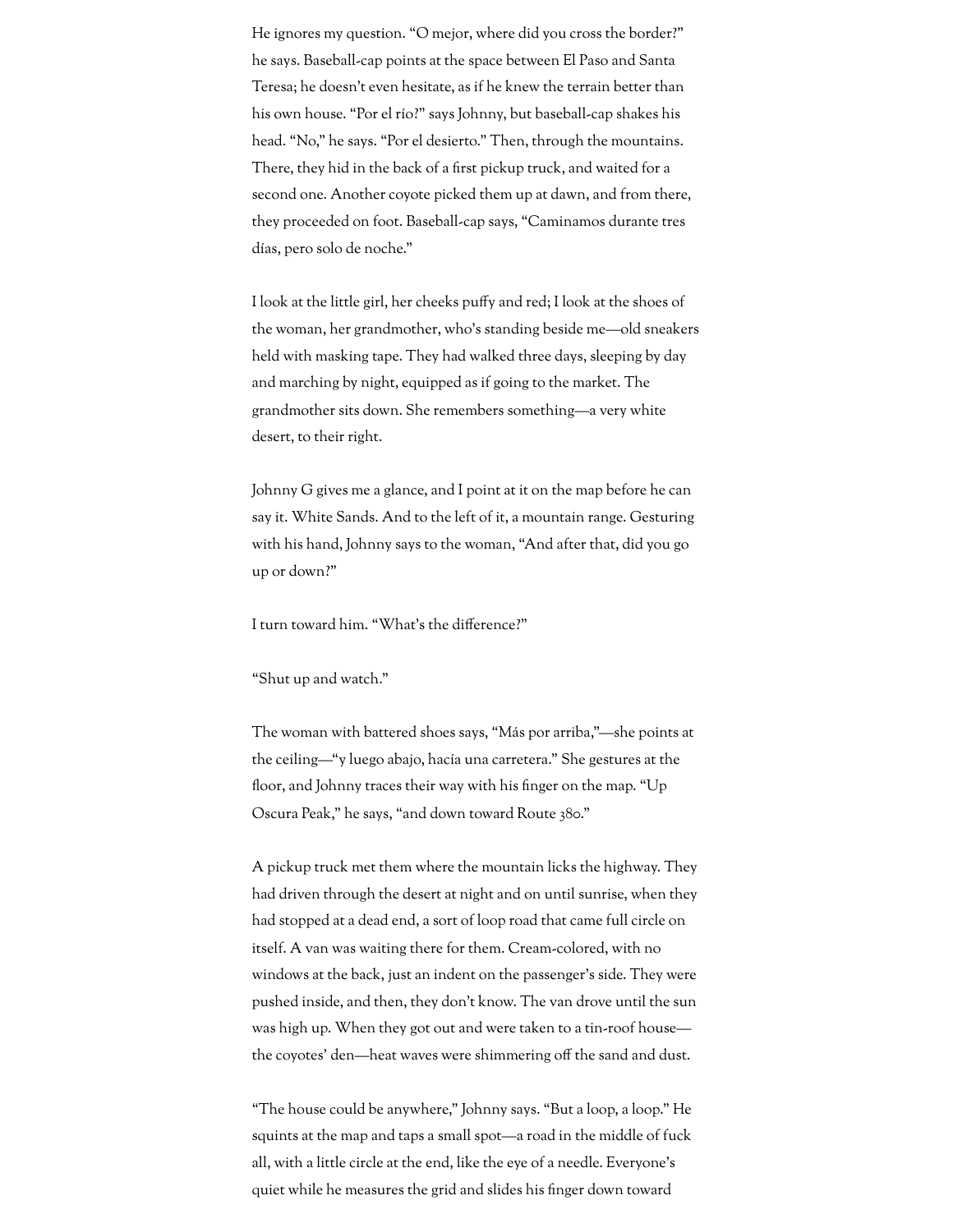He ignores my question. "O mejor, where did you cross the border?" he says. Baseball-cap points at the space between El Paso and Santa Teresa; he doesn't even hesitate, as if he knew the terrain better than his own house. "Por el río?" says Johnny, but baseball-cap shakes his head. "No," he says. "Por el desierto." Then, through the mountains. There, they hid in the back of a first pickup truck, and waited for a second one. Another coyote picked them up at dawn, and from there, they proceeded on foot. Baseball-cap says, "Caminamos durante tres días, pero solo de noche."

I look at the little girl, her cheeks puffy and red; I look at the shoes of the woman, her grandmother, who's standing beside me—old sneakers held with masking tape. They had walked three days, sleeping by day and marching by night, equipped as if going to the market. The grandmother sits down. She remembers something—a very white desert, to their right.

Johnny G gives me a glance, and I point at it on the map before he can say it. White Sands. And to the left of it, a mountain range. Gesturing with his hand, Johnny says to the woman, "And after that, did you go up or down?"

I turn toward him. "What's the difference?"

"Shut up and watch."

The woman with battered shoes says, "Más por arriba,"—she points at the ceiling—"y luego abajo, hacía una carretera." She gestures at the floor, and Johnny traces their way with his finger on the map. "Up Oscura Peak," he says, "and down toward Route 380."

A pickup truck met them where the mountain licks the highway. They had driven through the desert at night and on until sunrise, when they had stopped at a dead end, a sort of loop road that came full circle on itself. A van was waiting there for them. Cream-colored, with no windows at the back, just an indent on the passenger's side. They were pushed inside, and then, they don't know. The van drove until the sun was high up. When they got out and were taken to a tin-roof house—the coyotes' den—heat waves were shimmering off the sand and dust.

"The house could be anywhere," Johnny says. "But a loop, a loop." He squints at the map and taps a small spot—a road in the middle of fuck all, with a little circle at the end, like the eye of a needle. Everyone's quiet while he measures the grid and slides his finger down toward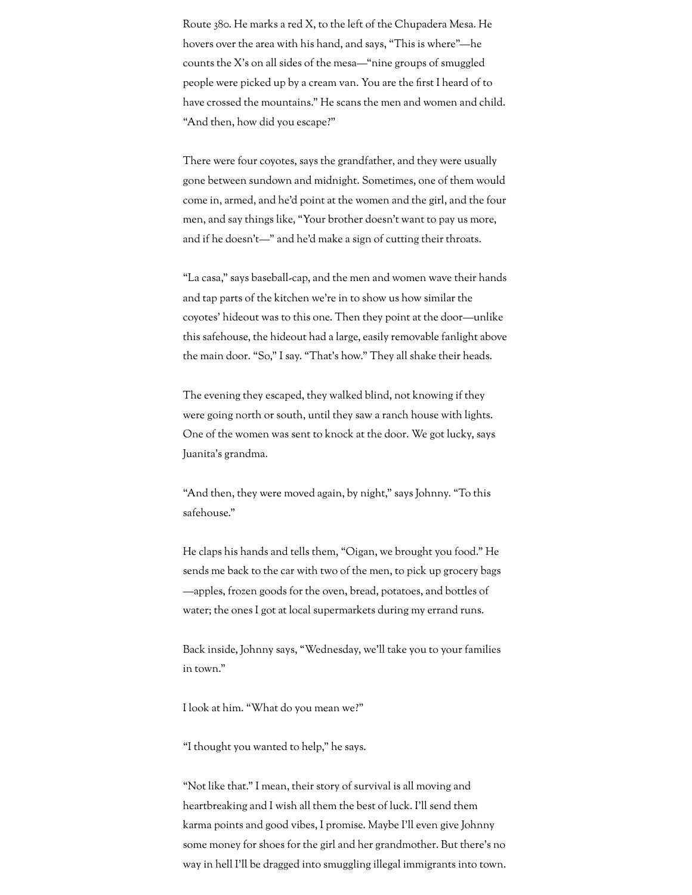Route 380. He marks a red X, to the left of the Chupadera Mesa. He hovers over the area with his hand, and says, "This is where"—he counts the X's on all sides of the mesa—"nine groups of smuggled people were picked up by a cream van. You are the first I heard of to have crossed the mountains." He scans the men and women and child. "And then, how did you escape?"

There were four coyotes, says the grandfather, and they were usually gone between sundown and midnight. Sometimes, one of them would come in, armed, and he'd point at the women and the girl, and the four men, and say things like, "Your brother doesn't want to pay us more, and if he doesn't—" and he'd make a sign of cutting their throats.

"La casa," says baseball-cap, and the men and women wave their hands and tap parts of the kitchen we're in to show us how similar the coyotes' hideout was to this one. Then they point at the door—unlike this safehouse, the hideout had a large, easily removable fanlight above the main door. "So," I say. "That's how." They all shake their heads.

The evening they escaped, they walked blind, not knowing if they were going north or south, until they saw a ranch house with lights. One of the women was sent to knock at the door. We got lucky, says Juanita's grandma.

"And then, they were moved again, by night," says Johnny. "To this safehouse."

He claps his hands and tells them, "Oigan, we brought you food." He sends me back to the car with two of the men, to pick up grocery bags—apples, frozen goods for the oven, bread, potatoes, and bottles of water; the ones I got at local supermarkets during my errand runs.

Back inside, Johnny says, "Wednesday, we'll take you to your families in town."

I look at him. "What do you mean we?"

"I thought you wanted to help," he says.

"Not like that." I mean, their story of survival is all moving and heartbreaking and I wish all them the best of luck. I'll send them karma points and good vibes, I promise. Maybe I'll even give Johnny some money for shoes for the girl and her grandmother. But there's no way in hell I'll be dragged into smuggling illegal immigrants into town.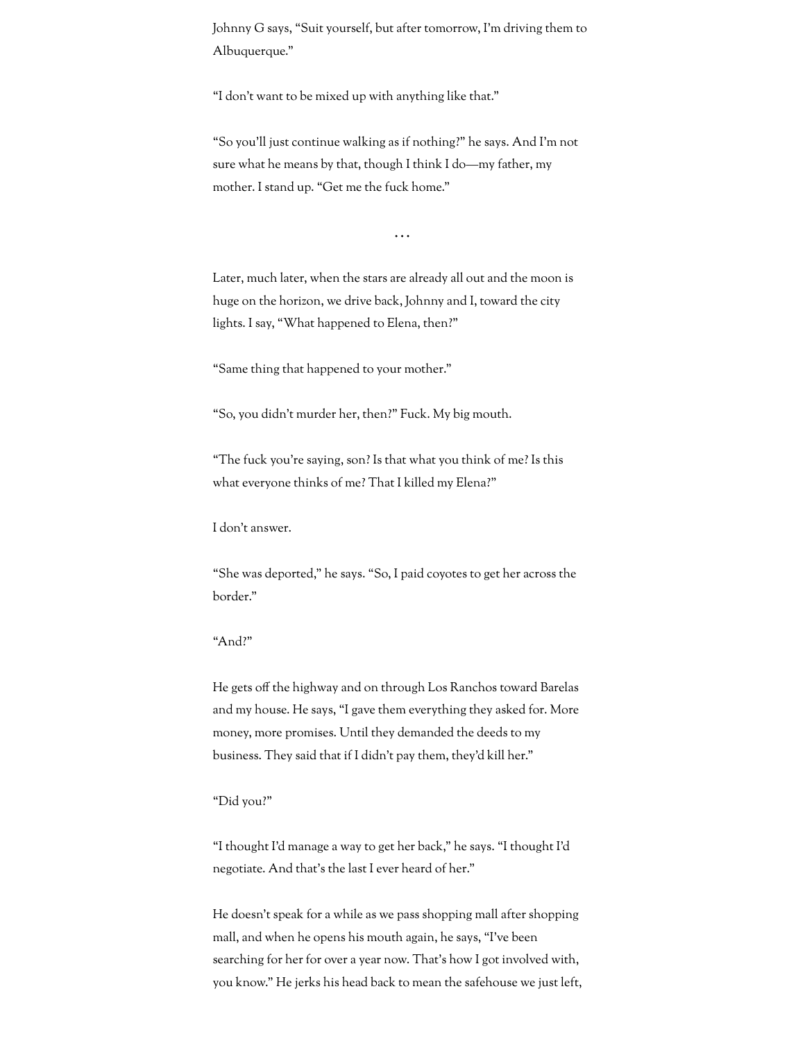Johnny G says, "Suit yourself, but after tomorrow, I'm driving them to Albuquerque."

"I don't want to be mixed up with anything like that."

"So you'll just continue walking as if nothing?" he says. And I'm not sure what he means by that, though I think I do—my father, my mother. I stand up. "Get me the fuck home."

. . .

Later, much later, when the stars are already all out and the moon is huge on the horizon, we drive back, Johnny and I, toward the city lights. I say, "What happened to Elena, then?"

"Same thing that happened to your mother."

"So, you didn't murder her, then?" Fuck. My big mouth.

"The fuck you're saying, son? Is that what you think of me? Is this what everyone thinks of me? That I killed my Elena?"

I don't answer.

"She was deported," he says. "So, I paid coyotes to get her across the border."

"And?"

He gets off the highway and on through Los Ranchos toward Barelas and my house. He says, "I gave them everything they asked for. More money, more promises. Until they demanded the deeds to my business. They said that if I didn't pay them, they'd kill her."

"Did you?"

"I thought I'd manage a way to get her back," he says. "I thought I'd negotiate. And that's the last I ever heard of her."

He doesn't speak for a while as we pass shopping mall after shopping mall, and when he opens his mouth again, he says, "I've been searching for her for over a year now. That's how I got involved with, you know." He jerks his head back to mean the safehouse we just left,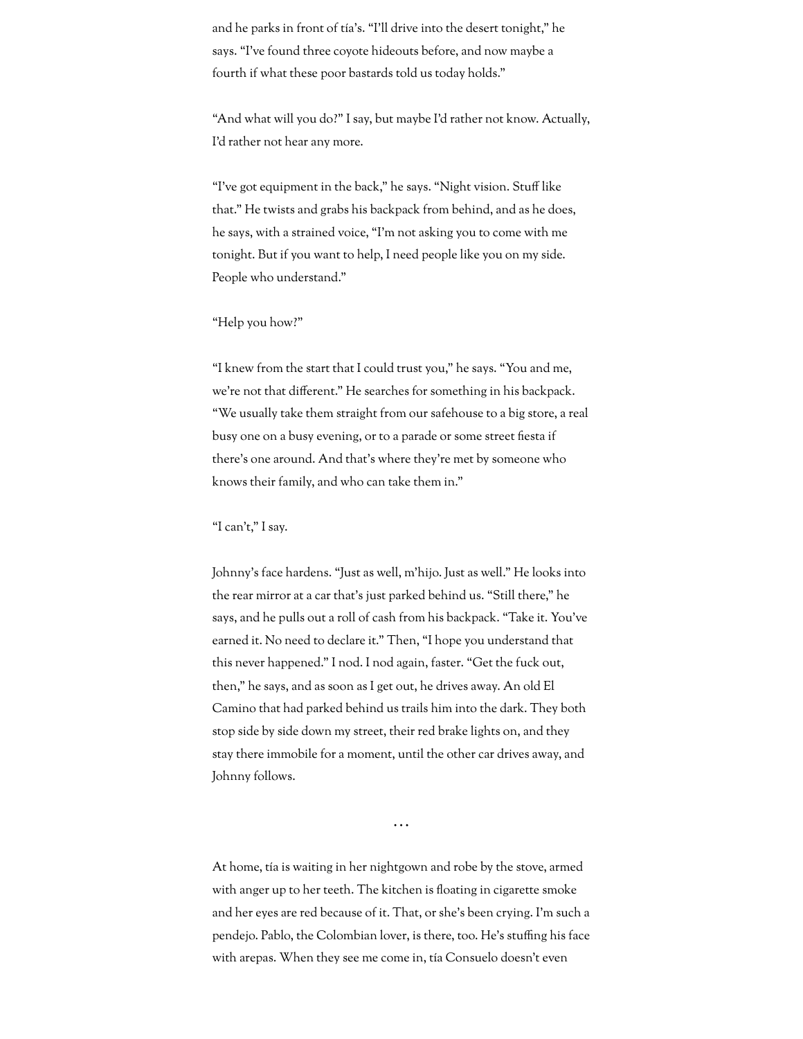and he parks in front of tía's. "I'll drive into the desert tonight," he says. "I've found three coyote hideouts before, and now maybe a fourth if what these poor bastards told us today holds."

"And what will you do?" I say, but maybe I'd rather not know. Actually, I'd rather not hear any more.

"I've got equipment in the back," he says. "Night vision. Stuff like that." He twists and grabs his backpack from behind, and as he does, he says, with a strained voice, "I'm not asking you to come with me tonight. But if you want to help, I need people like you on my side. People who understand."

"Help you how?"

"I knew from the start that I could trust you," he says. "You and me, we're not that different." He searches for something in his backpack. "We usually take them straight from our safehouse to a big store, a real busy one on a busy evening, or to a parade or some street fiesta if there's one around. And that's where they're met by someone who knows their family, and who can take them in."

"I can't," I say.

Johnny's face hardens. "Just as well, m'hijo. Just as well." He looks into the rear mirror at a car that's just parked behind us. "Still there," he says, and he pulls out a roll of cash from his backpack. "Take it. You've earned it. No need to declare it." Then, "I hope you understand that this never happened." I nod. I nod again, faster. "Get the fuck out, then," he says, and as soon as I get out, he drives away. An old El Camino that had parked behind us trails him into the dark. They both stop side by side down my street, their red brake lights on, and they stay there immobile for a moment, until the other car drives away, and Johnny follows.

...

At home, tía is waiting in her nightgown and robe by the stove, armed with anger up to her teeth. The kitchen is floating in cigarette smoke and her eyes are red because of it. That, or she's been crying. I'm such a pendejo. Pablo, the Colombian lover, is there, too. He's stuffing his face with arepas. When they see me come in, tía Consuelo doesn't even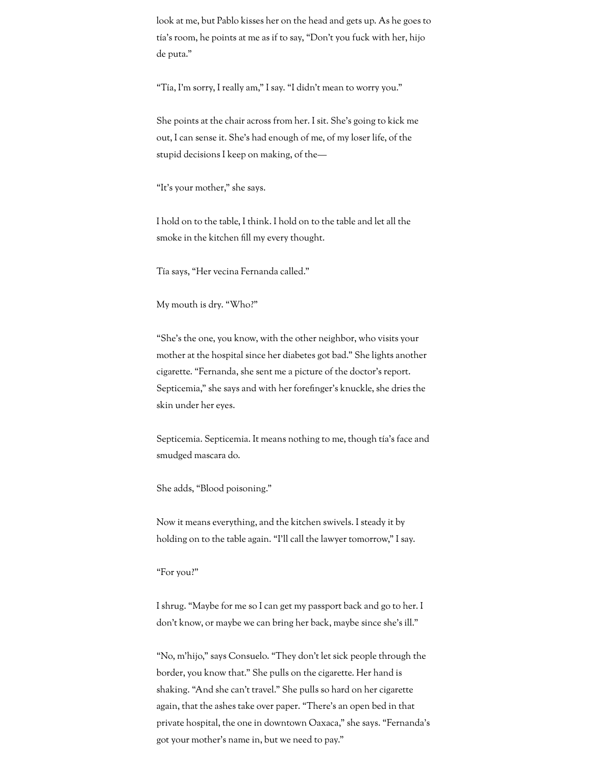look at me, but Pablo kisses her on the head and gets up. As he goes to tía's room, he points at me as if to say, "Don't you fuck with her, hijo de puta."

"Tía, I'm sorry, I really am," I say. "I didn't mean to worry you."

She points at the chair across from her. I sit. She's going to kick me out, I can sense it. She's had enough of me, of my loser life, of the stupid decisions I keep on making, of the—

"It's your mother," she says.

I hold on to the table, I think. I hold on to the table and let all the smoke in the kitchen fill my every thought.

Tía says, "Her vecina Fernanda called."

My mouth is dry. "Who?"

"She's the one, you know, with the other neighbor, who visits your mother at the hospital since her diabetes got bad." She lights another cigarette. "Fernanda, she sent me a picture of the doctor's report. Septicemia," she says and with her forefinger's knuckle, she dries the skin under her eyes.

Septicemia. Septicemia. It means nothing to me, though tía's face and smudged mascara do.

She adds, "Blood poisoning."

Now it means everything, and the kitchen swivels. I steady it by holding on to the table again. "I'll call the lawyer tomorrow," I say.

"For you?"

I shrug. "Maybe for me so I can get my passport back and go to her. I don't know, or maybe we can bring her back, maybe since she's ill."

"No, m'hijo," says Consuelo. "They don't let sick people through the border, you know that." She pulls on the cigarette. Her hand is shaking. "And she can't travel." She pulls so hard on her cigarette again, that the ashes take over paper. "There's an open bed in that private hospital, the one in downtown Oaxaca," she says. "Fernanda's got your mother's name in, but we need to pay."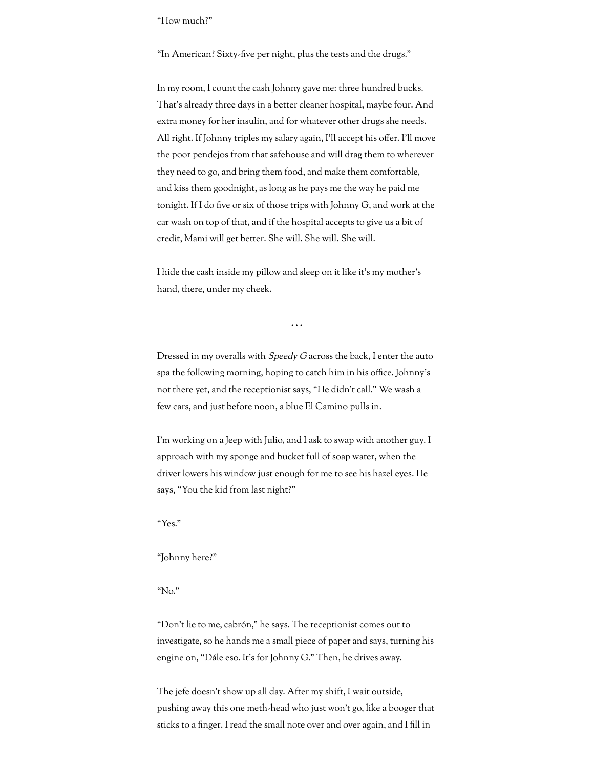“How much?”

“In American? Sixty-five per night, plus the tests and the drugs.”

In my room, I count the cash Johnny gave me: three hundred bucks. That’s already three days in a better cleaner hospital, maybe four. And extra money for her insulin, and for whatever other drugs she needs. All right. If Johnny triples my salary again, I’ll accept his offer. I’ll move the poor pendejos from that safehouse and will drag them to wherever they need to go, and bring them food, and make them comfortable, and kiss them goodnight, as long as he pays me the way he paid me tonight. If I do five or six of those trips with Johnny G, and work at the car wash on top of that, and if the hospital accepts to give us a bit of credit, Mami will get better. She will. She will. She will.

I hide the cash inside my pillow and sleep on it like it’s my mother’s hand, there, under my cheek.

…

Dressed in my overalls with *Speedy G* across the back, I enter the auto spa the following morning, hoping to catch him in his office. Johnny’s not there yet, and the receptionist says, “He didn’t call.” We wash a few cars, and just before noon, a blue El Camino pulls in.

I’m working on a Jeep with Julio, and I ask to swap with another guy. I approach with my sponge and bucket full of soap water, when the driver lowers his window just enough for me to see his hazel eyes. He says, “You the kid from last night?”

“Yes.”

“Johnny here?”

“No.”

“Don’t lie to me, cabrón,” he says. The receptionist comes out to investigate, so he hands me a small piece of paper and says, turning his engine on, “Dále eso. It’s for Johnny G.” Then, he drives away.

The jefe doesn’t show up all day. After my shift, I wait outside, pushing away this one meth-head who just won’t go, like a booger that sticks to a finger. I read the small note over and over again, and I fill in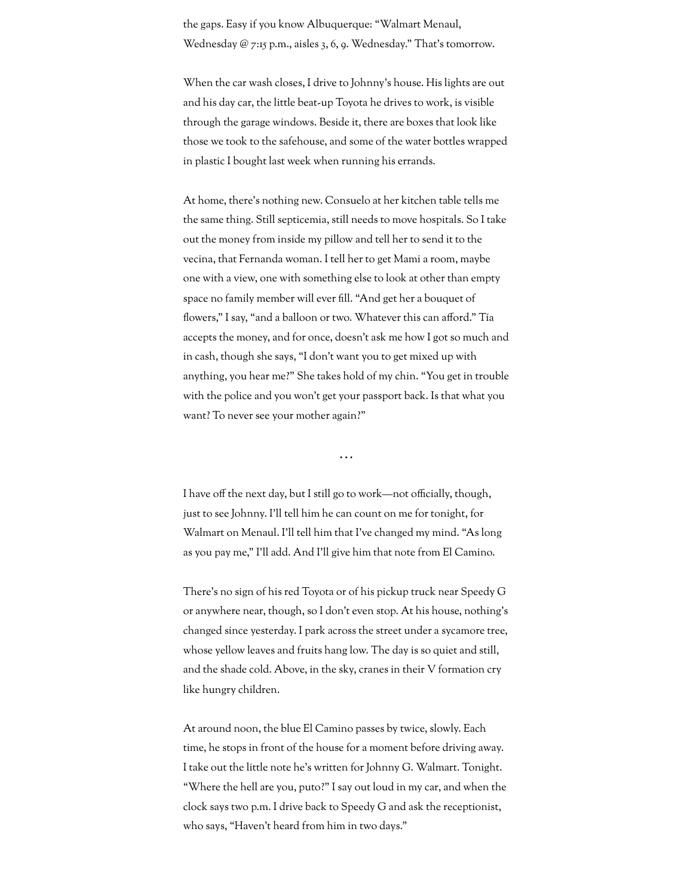the gaps. Easy if you know Albuquerque: "Walmart Menaul, Wednesday @ 7:15 p.m., aisles 3, 6, 9. Wednesday." That's tomorrow.

When the car wash closes, I drive to Johnny's house. His lights are out and his day car, the little beat-up Toyota he drives to work, is visible through the garage windows. Beside it, there are boxes that look like those we took to the safehouse, and some of the water bottles wrapped in plastic I bought last week when running his errands.

At home, there's nothing new. Consuelo at her kitchen table tells me the same thing. Still septicemia, still needs to move hospitals. So I take out the money from inside my pillow and tell her to send it to the vecina, that Fernanda woman. I tell her to get Mami a room, maybe one with a view, one with something else to look at other than empty space no family member will ever fill. "And get her a bouquet of flowers," I say, "and a balloon or two. Whatever this can afford." Tía accepts the money, and for once, doesn't ask me how I got so much and in cash, though she says, "I don't want you to get mixed up with anything, you hear me?" She takes hold of my chin. "You get in trouble with the police and you won't get your passport back. Is that what you want? To never see your mother again?"

...

I have off the next day, but I still go to work—not officially, though, just to see Johnny. I'll tell him he can count on me for tonight, for Walmart on Menaul. I'll tell him that I've changed my mind. "As long as you pay me," I'll add. And I'll give him that note from El Camino.

There's no sign of his red Toyota or of his pickup truck near Speedy G or anywhere near, though, so I don't even stop. At his house, nothing's changed since yesterday. I park across the street under a sycamore tree, whose yellow leaves and fruits hang low. The day is so quiet and still, and the shade cold. Above, in the sky, cranes in their V formation cry like hungry children.

At around noon, the blue El Camino passes by twice, slowly. Each time, he stops in front of the house for a moment before driving away. I take out the little note he's written for Johnny G. Walmart. Tonight. "Where the hell are you, puto?" I say out loud in my car, and when the clock says two p.m. I drive back to Speedy G and ask the receptionist, who says, "Haven't heard from him in two days."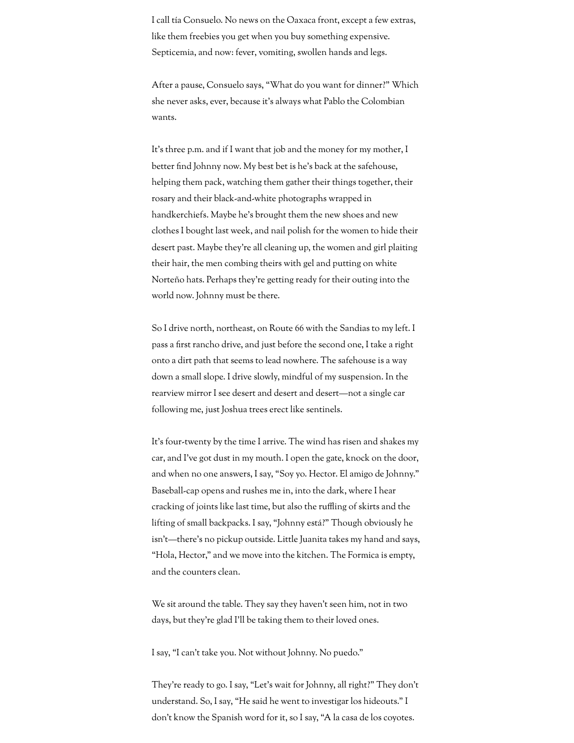I call tía Consuelo. No news on the Oaxaca front, except a few extras, like them freebies you get when you buy something expensive. Septicemia, and now: fever, vomiting, swollen hands and legs.

After a pause, Consuelo says, "What do you want for dinner?" Which she never asks, ever, because it's always what Pablo the Colombian wants.

It's three p.m. and if I want that job and the money for my mother, I better find Johnny now. My best bet is he's back at the safehouse, helping them pack, watching them gather their things together, their rosary and their black-and-white photographs wrapped in handkerchiefs. Maybe he's brought them the new shoes and new clothes I bought last week, and nail polish for the women to hide their desert past. Maybe they're all cleaning up, the women and girl plaiting their hair, the men combing theirs with gel and putting on white Norteño hats. Perhaps they're getting ready for their outing into the world now. Johnny must be there.

So I drive north, northeast, on Route 66 with the Sandias to my left. I pass a first rancho drive, and just before the second one, I take a right onto a dirt path that seems to lead nowhere. The safehouse is a way down a small slope. I drive slowly, mindful of my suspension. In the rearview mirror I see desert and desert and desert—not a single car following me, just Joshua trees erect like sentinels.

It's four-twenty by the time I arrive. The wind has risen and shakes my car, and I've got dust in my mouth. I open the gate, knock on the door, and when no one answers, I say, "Soy yo. Hector. El amigo de Johnny." Baseball-cap opens and rushes me in, into the dark, where I hear cracking of joints like last time, but also the ruffling of skirts and the lifting of small backpacks. I say, "Johnny está?" Though obviously he isn't—there's no pickup outside. Little Juanita takes my hand and says, "Hola, Hector," and we move into the kitchen. The Formica is empty, and the counters clean.

We sit around the table. They say they haven't seen him, not in two days, but they're glad I'll be taking them to their loved ones.

I say, "I can't take you. Not without Johnny. No puedo."

They're ready to go. I say, "Let's wait for Johnny, all right?" They don't understand. So, I say, "He said he went to investigar los hideouts." I don't know the Spanish word for it, so I say, "A la casa de los coyotes.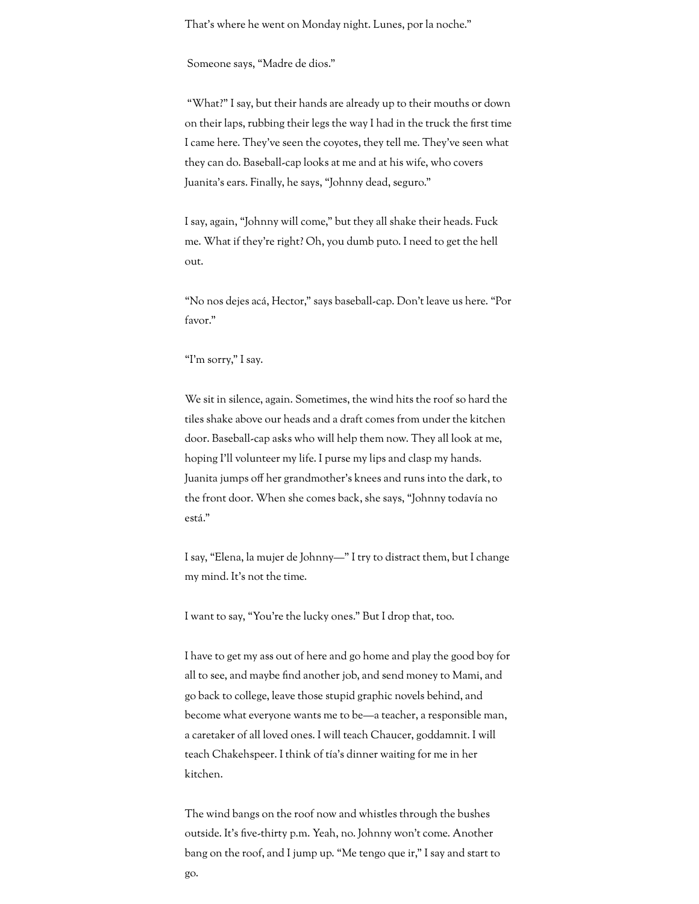That's where he went on Monday night. Lunes, por la noche."

Someone says, "Madre de dios."

"What?" I say, but their hands are already up to their mouths or down on their laps, rubbing their legs the way I had in the truck the first time I came here. They've seen the coyotes, they tell me. They've seen what they can do. Baseball-cap looks at me and at his wife, who covers Juanita's ears. Finally, he says, "Johnny dead, seguro."

I say, again, "Johnny will come," but they all shake their heads. Fuck me. What if they're right? Oh, you dumb puto. I need to get the hell out.

"No nos dejes acá, Hector," says baseball-cap. Don't leave us here. "Por favor."

"I'm sorry," I say.

We sit in silence, again. Sometimes, the wind hits the roof so hard the tiles shake above our heads and a draft comes from under the kitchen door. Baseball-cap asks who will help them now. They all look at me, hoping I'll volunteer my life. I purse my lips and clasp my hands. Juanita jumps off her grandmother's knees and runs into the dark, to the front door. When she comes back, she says, "Johnny todavía no está."

I say, "Elena, la mujer de Johnny—" I try to distract them, but I change my mind. It's not the time.

I want to say, "You're the lucky ones." But I drop that, too.

I have to get my ass out of here and go home and play the good boy for all to see, and maybe find another job, and send money to Mami, and go back to college, leave those stupid graphic novels behind, and become what everyone wants me to be—a teacher, a responsible man, a caretaker of all loved ones. I will teach Chaucer, goddamnit. I will teach Chakehspeer. I think of tía's dinner waiting for me in her kitchen.

The wind bangs on the roof now and whistles through the bushes outside. It's five-thirty p.m. Yeah, no. Johnny won't come. Another bang on the roof, and I jump up. "Me tengo que ir," I say and start to go.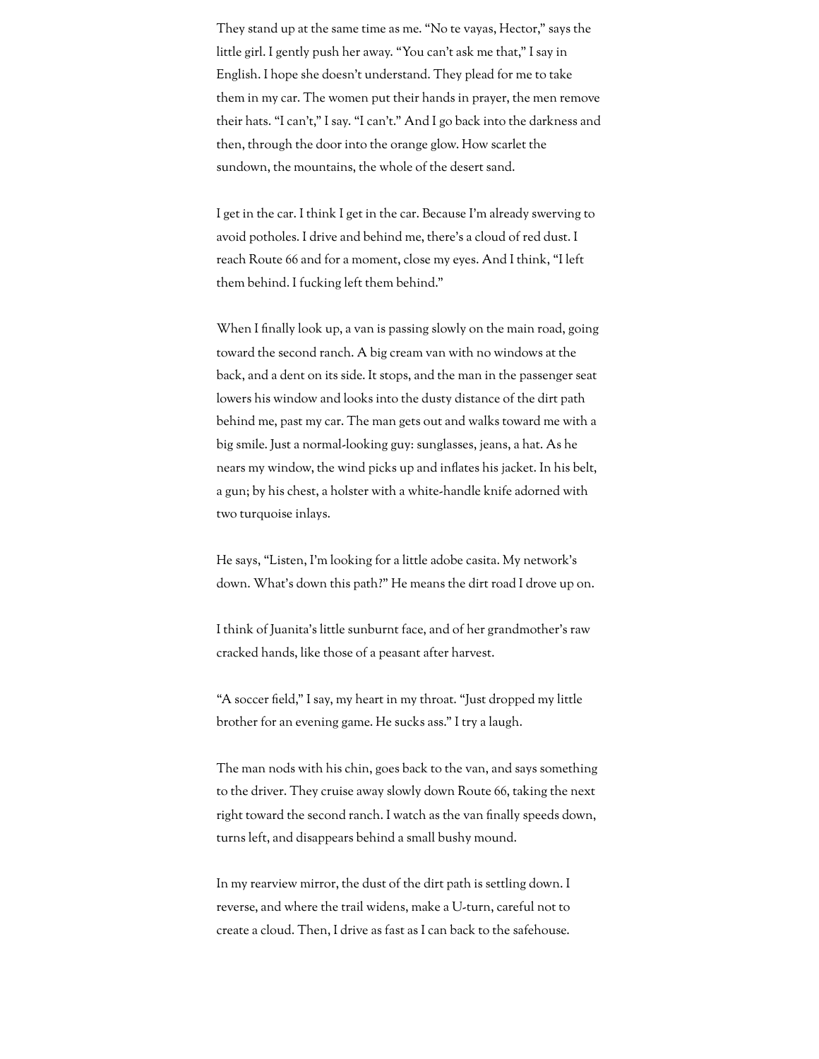They stand up at the same time as me. "No te vayas, Hector," says the little girl. I gently push her away. "You can't ask me that," I say in English. I hope she doesn't understand. They plead for me to take them in my car. The women put their hands in prayer, the men remove their hats. "I can't," I say. "I can't." And I go back into the darkness and then, through the door into the orange glow. How scarlet the sundown, the mountains, the whole of the desert sand.

I get in the car. I think I get in the car. Because I'm already swerving to avoid potholes. I drive and behind me, there's a cloud of red dust. I reach Route 66 and for a moment, close my eyes. And I think, "I left them behind. I fucking left them behind."

When I finally look up, a van is passing slowly on the main road, going toward the second ranch. A big cream van with no windows at the back, and a dent on its side. It stops, and the man in the passenger seat lowers his window and looks into the dusty distance of the dirt path behind me, past my car. The man gets out and walks toward me with a big smile. Just a normal-looking guy: sunglasses, jeans, a hat. As he nears my window, the wind picks up and inflates his jacket. In his belt, a gun; by his chest, a holster with a white-handle knife adorned with two turquoise inlays.

He says, "Listen, I'm looking for a little adobe casita. My network's down. What's down this path?" He means the dirt road I drove up on.

I think of Juanita's little sunburnt face, and of her grandmother's raw cracked hands, like those of a peasant after harvest.

"A soccer field," I say, my heart in my throat. "Just dropped my little brother for an evening game. He sucks ass." I try a laugh.

The man nods with his chin, goes back to the van, and says something to the driver. They cruise away slowly down Route 66, taking the next right toward the second ranch. I watch as the van finally speeds down, turns left, and disappears behind a small bushy mound.

In my rearview mirror, the dust of the dirt path is settling down. I reverse, and where the trail widens, make a U-turn, careful not to create a cloud. Then, I drive as fast as I can back to the safehouse.